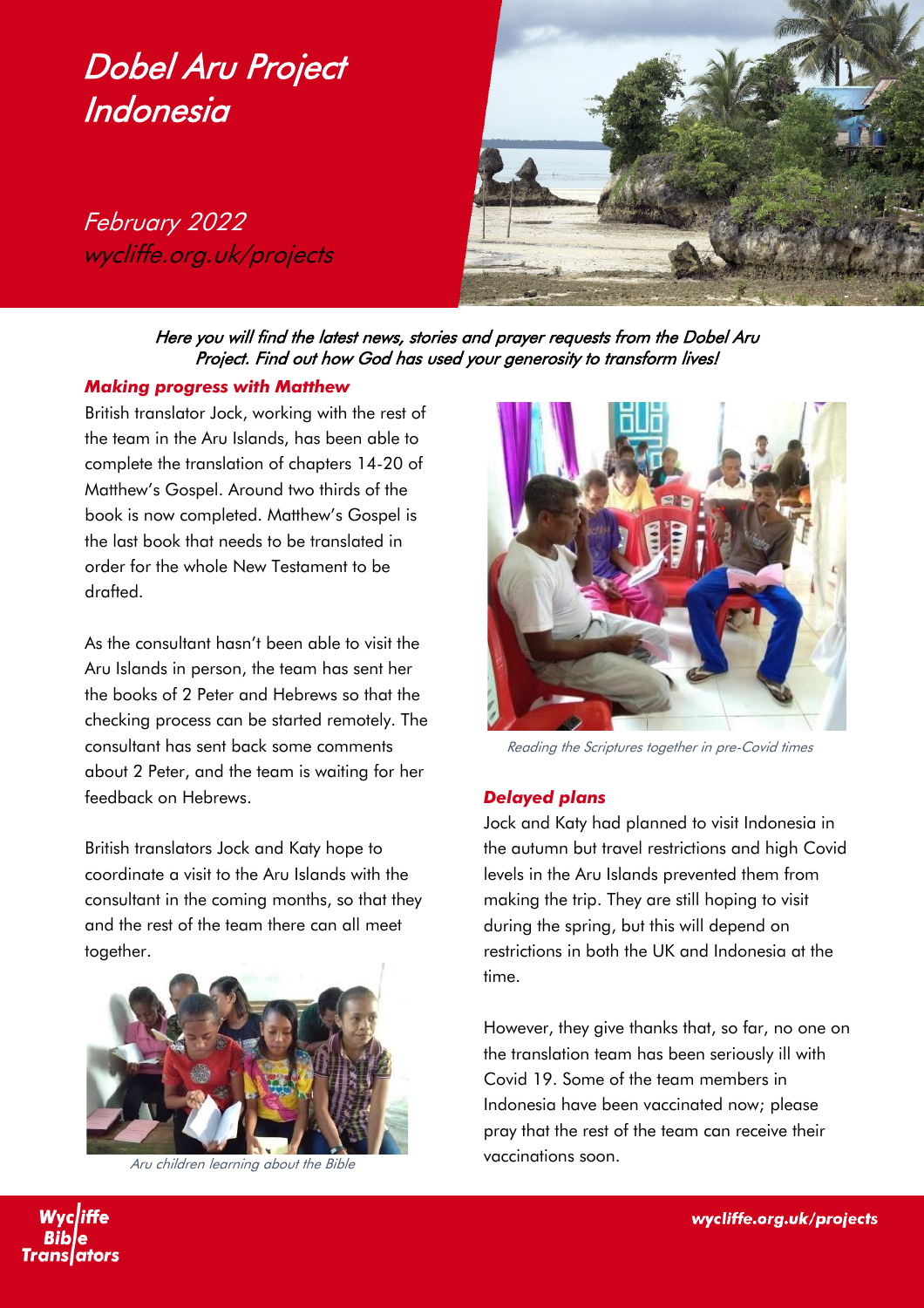# Dobel Aru Project Indonesia

*February 2022*
*wycliffe.org.uk/projects*

*Here you will find the latest news, stories and prayer requests from the Dobel Aru Project. Find out how God has used your generosity to transform lives!*

### *Making progress with Matthew*

British translator Jock, working with the rest of the team in the Aru Islands, has been able to complete the translation of chapters 14-20 of Matthew's Gospel. Around two thirds of the book is now completed. Matthew's Gospel is the last book that needs to be translated in order for the whole New Testament to be drafted.

As the consultant hasn't been able to visit the Aru Islands in person, the team has sent her the books of 2 Peter and Hebrews so that the checking process can be started remotely. The consultant has sent back some comments about 2 Peter, and the team is waiting for her feedback on Hebrews.

British translators Jock and Katy hope to coordinate a visit to the Aru Islands with the consultant in the coming months, so that they and the rest of the team there can all meet together.

*Aru children learning about the Bible*

*Reading the Scriptures together in pre-Covid times*

### *Delayed plans*

Jock and Katy had planned to visit Indonesia in the autumn but travel restrictions and high Covid levels in the Aru Islands prevented them from making the trip. They are still hoping to visit during the spring, but this will depend on restrictions in both the UK and Indonesia at the time.

However, they give thanks that, so far, no one on the translation team has been seriously ill with Covid 19. Some of the team members in Indonesia have been vaccinated now; please pray that the rest of the team can receive their vaccinations soon.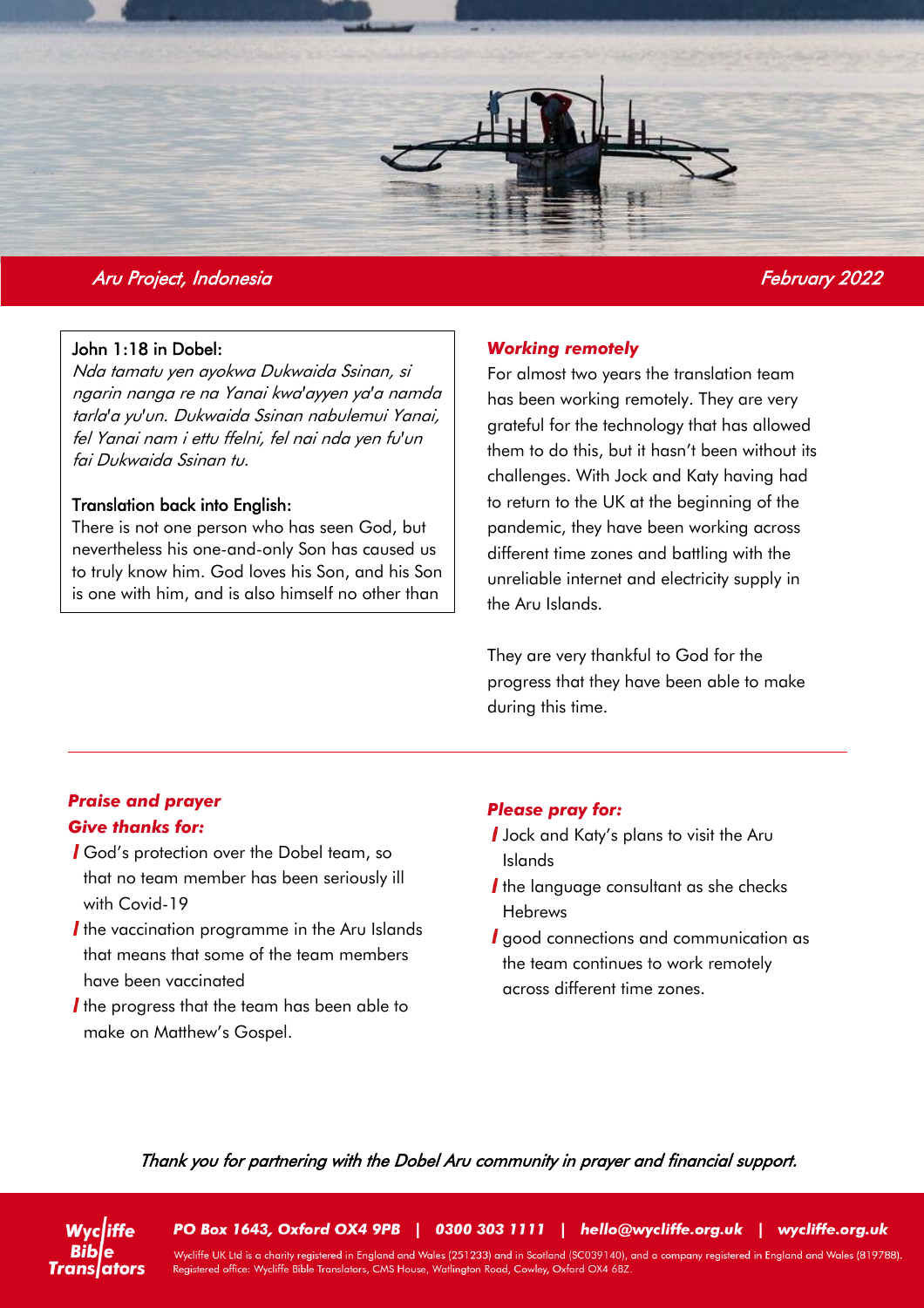Aru Project, Indonesia — February 2022

**John 1:18 in Dobel:**

*Nda tamatu yen ayokwa Dukwaida Ssinan, si ngarin nanga re na Yanai kwa'ayyen ya'a namda tarla'a yu'un. Dukwaida Ssinan nabulemui Yanai, fel Yanai nam i ettu ffelni, fel nai nda yen fu'un fai Dukwaida Ssinan tu.*

**Translation back into English:**

There is not one person who has seen God, but nevertheless his one-and-only Son has caused us to truly know him. God loves his Son, and his Son is one with him, and is also himself no other than

### *Working remotely*

For almost two years the translation team has been working remotely. They are very grateful for the technology that has allowed them to do this, but it hasn't been without its challenges. With Jock and Katy having had to return to the UK at the beginning of the pandemic, they have been working across different time zones and battling with the unreliable internet and electricity supply in the Aru Islands.

They are very thankful to God for the progress that they have been able to make during this time.

### *Praise and prayer*

#### *Give thanks for:*

- God's protection over the Dobel team, so that no team member has been seriously ill with Covid-19
- the vaccination programme in the Aru Islands that means that some of the team members have been vaccinated
- the progress that the team has been able to make on Matthew's Gospel.

#### *Please pray for:*

- Jock and Katy's plans to visit the Aru Islands
- the language consultant as she checks Hebrews
- good connections and communication as the team continues to work remotely across different time zones.

*Thank you for partnering with the Dobel Aru community in prayer and financial support.*

Wycliffe Bible Translators

**PO Box 1643, Oxford OX4 9PB | 0300 303 1111 | hello@wycliffe.org.uk | wycliffe.org.uk**

Wycliffe UK Ltd is a charity registered in England and Wales (251233) and in Scotland (SC039140), and a company registered in England and Wales (819788). Registered office: Wycliffe Bible Translators, CMS House, Watlington Road, Cowley, Oxford OX4 6BZ.